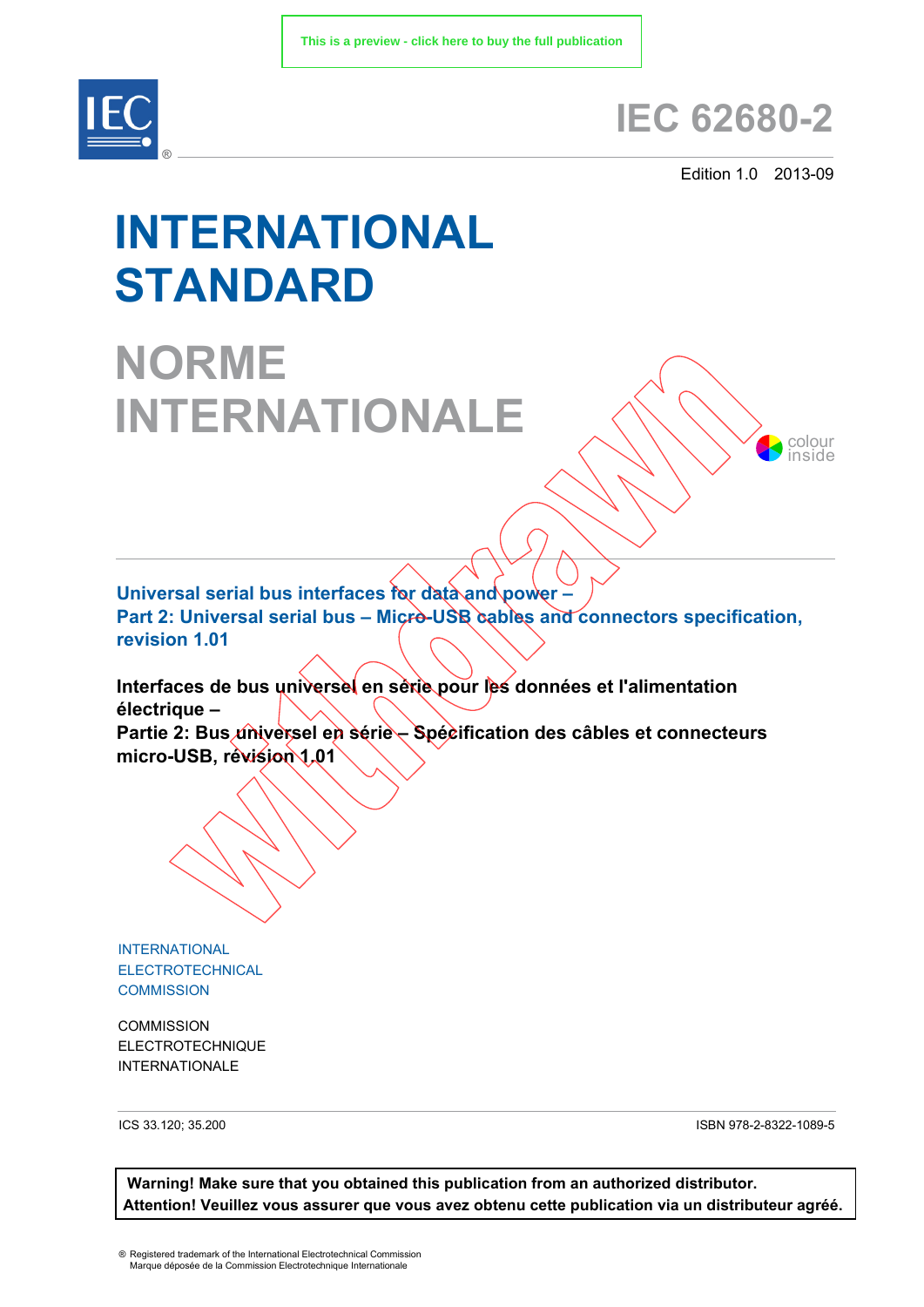This is a preview - click here to buy the full publication

IEC

# IEC 62680-2

Edition 1.0 2013-09

# INTERNATIONAL STANDARD

# NORME INTERNATIONALE

Withdrawn

colour inside

**Universal serial bus interfaces for data and power –**
**Part 2: Universal serial bus – Micro-USB cables and connectors specification, revision 1.01**

**Interfaces de bus universel en série pour les données et l'alimentation électrique –**
**Partie 2: Bus universel en série – Spécification des câbles et connecteurs micro-USB, révision 1.01**

INTERNATIONAL
ELECTROTECHNICAL
COMMISSION

COMMISSION
ELECTROTECHNIQUE
INTERNATIONALE

ICS 33.120; 35.200

ISBN 978-2-8322-1089-5

**Warning! Make sure that you obtained this publication from an authorized distributor.**
**Attention! Veuillez vous assurer que vous avez obtenu cette publication via un distributeur agréé.**

® Registered trademark of the International Electrotechnical Commission
Marque déposée de la Commission Electrotechnique Internationale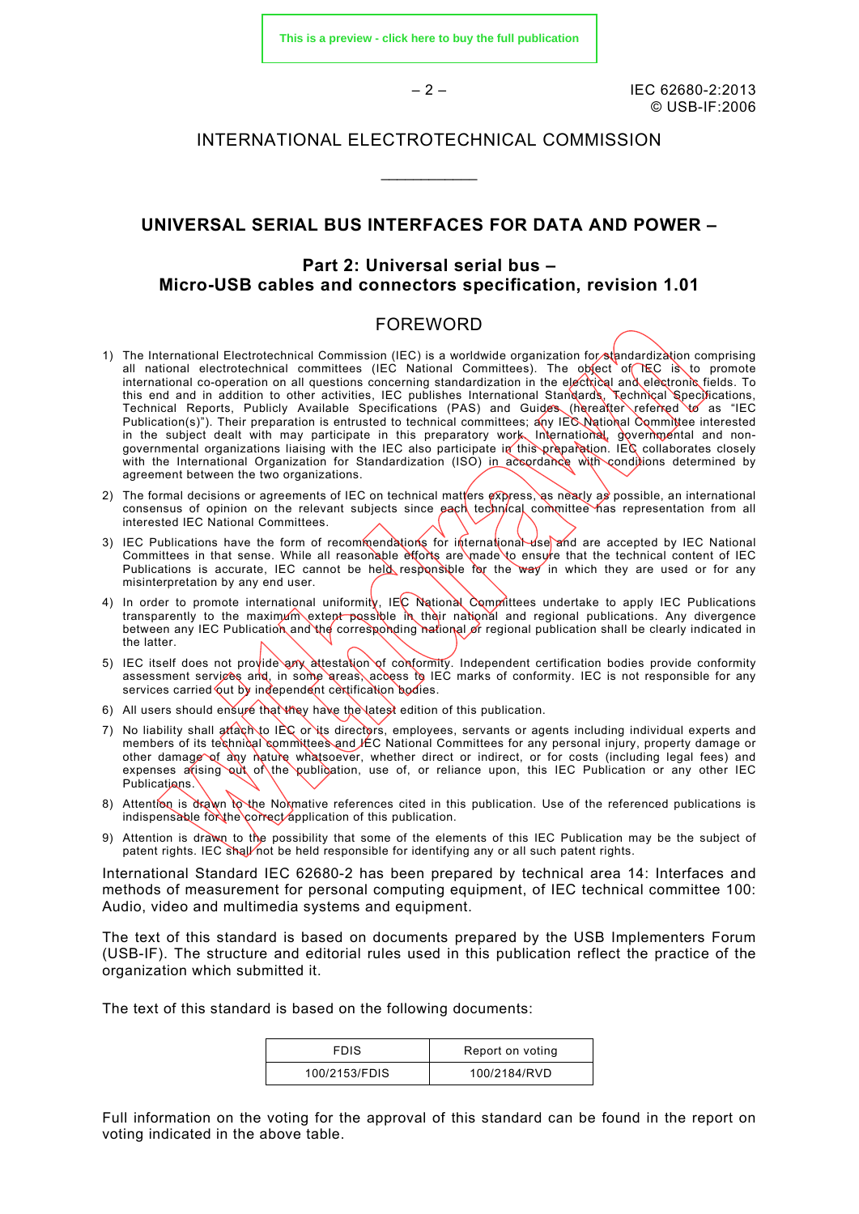# INTERNATIONAL ELECTROTECHNICAL COMMISSION

\_\_\_\_\_\_\_\_\_\_\_\_

## UNIVERSAL SERIAL BUS INTERFACES FOR DATA AND POWER –

## Part 2: Universal serial bus – Micro-USB cables and connectors specification, revision 1.01

## FOREWORD

1) The International Electrotechnical Commission (IEC) is a worldwide organization for standardization comprising all national electrotechnical committees (IEC National Committees). The object of IEC is to promote international co-operation on all questions concerning standardization in the electrical and electronic fields. To this end and in addition to other activities, IEC publishes International Standards, Technical Specifications, Technical Reports, Publicly Available Specifications (PAS) and Guides (hereafter referred to as "IEC Publication(s)"). Their preparation is entrusted to technical committees; any IEC National Committee interested in the subject dealt with may participate in this preparatory work. International, governmental and non-governmental organizations liaising with the IEC also participate in this preparation. IEC collaborates closely with the International Organization for Standardization (ISO) in accordance with conditions determined by agreement between the two organizations.
2) The formal decisions or agreements of IEC on technical matters express, as nearly as possible, an international consensus of opinion on the relevant subjects since each technical committee has representation from all interested IEC National Committees.
3) IEC Publications have the form of recommendations for international use and are accepted by IEC National Committees in that sense. While all reasonable efforts are made to ensure that the technical content of IEC Publications is accurate, IEC cannot be held responsible for the way in which they are used or for any misinterpretation by any end user.
4) In order to promote international uniformity, IEC National Committees undertake to apply IEC Publications transparently to the maximum extent possible in their national and regional publications. Any divergence between any IEC Publication and the corresponding national or regional publication shall be clearly indicated in the latter.
5) IEC itself does not provide any attestation of conformity. Independent certification bodies provide conformity assessment services and, in some areas, access to IEC marks of conformity. IEC is not responsible for any services carried out by independent certification bodies.
6) All users should ensure that they have the latest edition of this publication.
7) No liability shall attach to IEC or its directors, employees, servants or agents including individual experts and members of its technical committees and IEC National Committees for any personal injury, property damage or other damage of any nature whatsoever, whether direct or indirect, or for costs (including legal fees) and expenses arising out of the publication, use of, or reliance upon, this IEC Publication or any other IEC Publications.
8) Attention is drawn to the Normative references cited in this publication. Use of the referenced publications is indispensable for the correct application of this publication.
9) Attention is drawn to the possibility that some of the elements of this IEC Publication may be the subject of patent rights. IEC shall not be held responsible for identifying any or all such patent rights.

International Standard IEC 62680-2 has been prepared by technical area 14: Interfaces and methods of measurement for personal computing equipment, of IEC technical committee 100: Audio, video and multimedia systems and equipment.

The text of this standard is based on documents prepared by the USB Implementers Forum (USB-IF). The structure and editorial rules used in this publication reflect the practice of the organization which submitted it.

The text of this standard is based on the following documents:

| FDIS | Report on voting |
|---|---|
| 100/2153/FDIS | 100/2184/RVD |

Full information on the voting for the approval of this standard can be found in the report on voting indicated in the above table.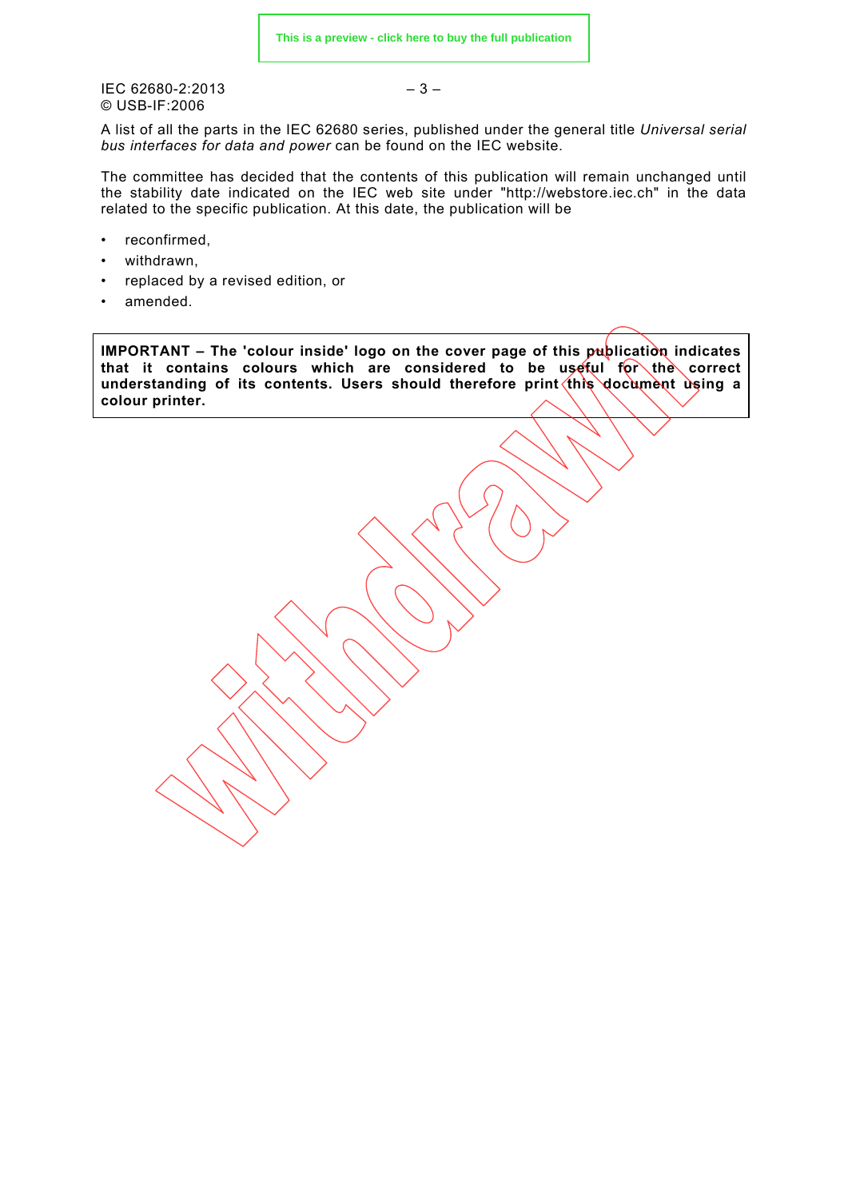A list of all the parts in the IEC 62680 series, published under the general title *Universal serial bus interfaces for data and power* can be found on the IEC website.

The committee has decided that the contents of this publication will remain unchanged until the stability date indicated on the IEC web site under "http://webstore.iec.ch" in the data related to the specific publication. At this date, the publication will be

- reconfirmed,
- withdrawn,
- replaced by a revised edition, or
- amended.

**IMPORTANT – The 'colour inside' logo on the cover page of this publication indicates that it contains colours which are considered to be useful for the correct understanding of its contents. Users should therefore print this document using a colour printer.**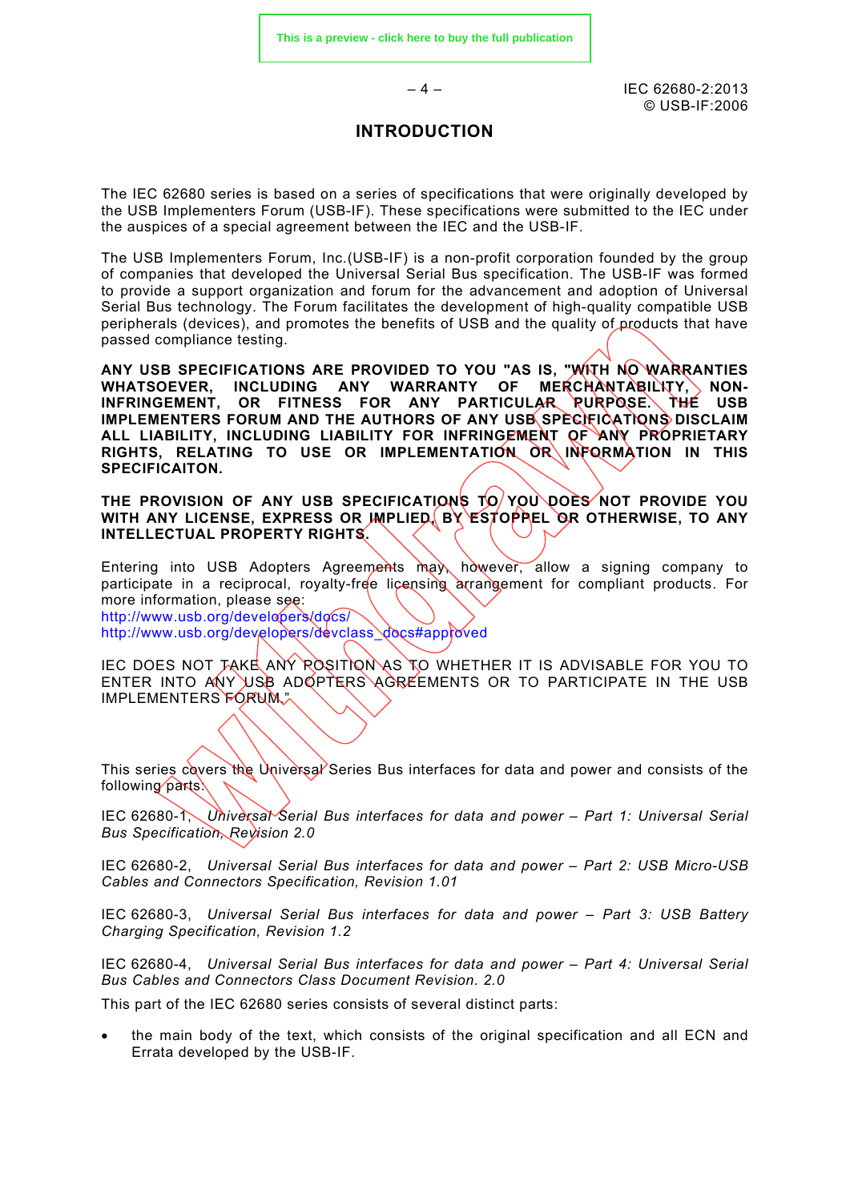# INTRODUCTION

The IEC 62680 series is based on a series of specifications that were originally developed by the USB Implementers Forum (USB-IF). These specifications were submitted to the IEC under the auspices of a special agreement between the IEC and the USB-IF.

The USB Implementers Forum, Inc.(USB-IF) is a non-profit corporation founded by the group of companies that developed the Universal Serial Bus specification. The USB-IF was formed to provide a support organization and forum for the advancement and adoption of Universal Serial Bus technology. The Forum facilitates the development of high-quality compatible USB peripherals (devices), and promotes the benefits of USB and the quality of products that have passed compliance testing.

**ANY USB SPECIFICATIONS ARE PROVIDED TO YOU "AS IS, "WITH NO WARRANTIES WHATSOEVER, INCLUDING ANY WARRANTY OF MERCHANTABILITY, NON-INFRINGEMENT, OR FITNESS FOR ANY PARTICULAR PURPOSE. THE USB IMPLEMENTERS FORUM AND THE AUTHORS OF ANY USB SPECIFICATIONS DISCLAIM ALL LIABILITY, INCLUDING LIABILITY FOR INFRINGEMENT OF ANY PROPRIETARY RIGHTS, RELATING TO USE OR IMPLEMENTATION OR INFORMATION IN THIS SPECIFICAITON.**

**THE PROVISION OF ANY USB SPECIFICATIONS TO YOU DOES NOT PROVIDE YOU WITH ANY LICENSE, EXPRESS OR IMPLIED, BY ESTOPPEL OR OTHERWISE, TO ANY INTELLECTUAL PROPERTY RIGHTS.**

Entering into USB Adopters Agreements may, however, allow a signing company to participate in a reciprocal, royalty-free licensing arrangement for compliant products. For more information, please see:
http://www.usb.org/developers/docs/
http://www.usb.org/developers/devclass_docs#approved

IEC DOES NOT TAKE ANY POSITION AS TO WHETHER IT IS ADVISABLE FOR YOU TO ENTER INTO ANY USB ADOPTERS AGREEMENTS OR TO PARTICIPATE IN THE USB IMPLEMENTERS FORUM."

This series covers the Universal Series Bus interfaces for data and power and consists of the following parts:

IEC 62680-1, *Universal Serial Bus interfaces for data and power – Part 1: Universal Serial Bus Specification, Revision 2.0*

IEC 62680-2, *Universal Serial Bus interfaces for data and power – Part 2: USB Micro-USB Cables and Connectors Specification, Revision 1.01*

IEC 62680-3, *Universal Serial Bus interfaces for data and power – Part 3: USB Battery Charging Specification, Revision 1.2*

IEC 62680-4, *Universal Serial Bus interfaces for data and power – Part 4: Universal Serial Bus Cables and Connectors Class Document Revision. 2.0*

This part of the IEC 62680 series consists of several distinct parts:

- the main body of the text, which consists of the original specification and all ECN and Errata developed by the USB-IF.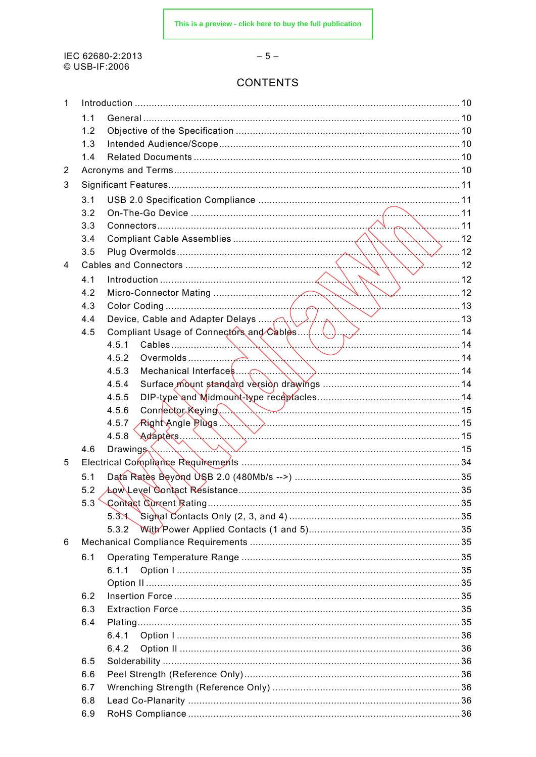## CONTENTS

1 Introduction .......... 10
  1.1 General .......... 10
  1.2 Objective of the Specification .......... 10
  1.3 Intended Audience/Scope .......... 10
  1.4 Related Documents .......... 10
2 Acronyms and Terms .......... 10
3 Significant Features .......... 11
  3.1 USB 2.0 Specification Compliance .......... 11
  3.2 On-The-Go Device .......... 11
  3.3 Connectors .......... 11
  3.4 Compliant Cable Assemblies .......... 12
  3.5 Plug Overmolds .......... 12
4 Cables and Connectors .......... 12
  4.1 Introduction .......... 12
  4.2 Micro-Connector Mating .......... 12
  4.3 Color Coding .......... 13
  4.4 Device, Cable and Adapter Delays .......... 13
  4.5 Compliant Usage of Connectors and Cables .......... 14
    4.5.1 Cables .......... 14
    4.5.2 Overmolds .......... 14
    4.5.3 Mechanical Interfaces .......... 14
    4.5.4 Surface mount standard version drawings .......... 14
    4.5.5 DIP-type and Midmount-type receptacles .......... 14
    4.5.6 Connector Keying .......... 15
    4.5.7 Right Angle Plugs .......... 15
    4.5.8 Adapters .......... 15
  4.6 Drawings .......... 15
5 Electrical Compliance Requirements .......... 34
  5.1 Data Rates Beyond USB 2.0 (480Mb/s -->) .......... 35
  5.2 Low Level Contact Resistance .......... 35
  5.3 Contact Current Rating .......... 35
    5.3.1 Signal Contacts Only (2, 3, and 4) .......... 35
    5.3.2 With Power Applied Contacts (1 and 5) .......... 35
6 Mechanical Compliance Requirements .......... 35
  6.1 Operating Temperature Range .......... 35
    6.1.1 Option I .......... 35
    Option II .......... 35
  6.2 Insertion Force .......... 35
  6.3 Extraction Force .......... 35
  6.4 Plating .......... 35
    6.4.1 Option I .......... 36
    6.4.2 Option II .......... 36
  6.5 Solderability .......... 36
  6.6 Peel Strength (Reference Only) .......... 36
  6.7 Wrenching Strength (Reference Only) .......... 36
  6.8 Lead Co-Planarity .......... 36
  6.9 RoHS Compliance .......... 36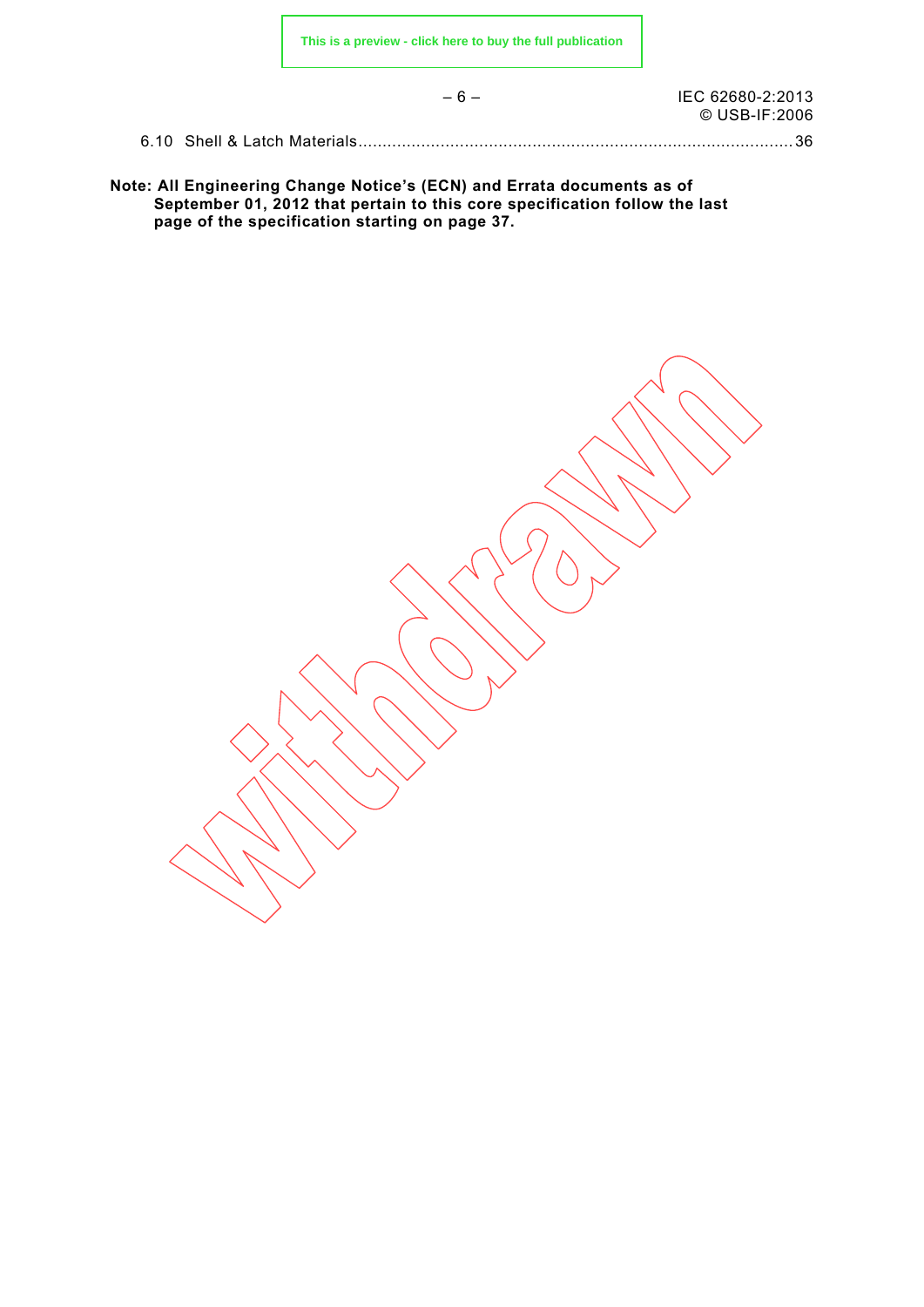6.10 Shell & Latch Materials........................................................................................36

**Note: All Engineering Change Notice's (ECN) and Errata documents as of September 01, 2012 that pertain to this core specification follow the last page of the specification starting on page 37.**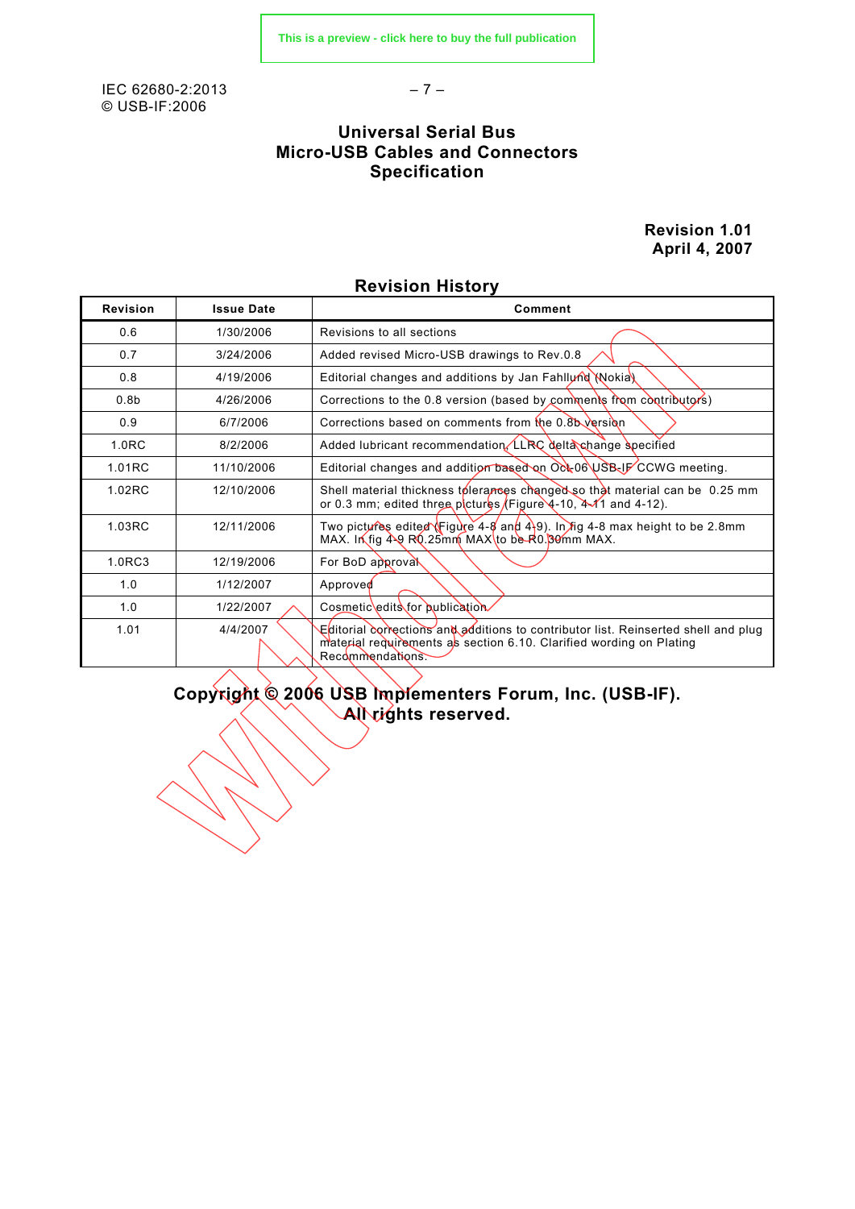# Universal Serial Bus
# Micro-USB Cables and Connectors Specification

**Revision 1.01**
**April 4, 2007**

## Revision History

| Revision | Issue Date | Comment |
|---|---|---|
| 0.6 | 1/30/2006 | Revisions to all sections |
| 0.7 | 3/24/2006 | Added revised Micro-USB drawings to Rev.0.8 |
| 0.8 | 4/19/2006 | Editorial changes and additions by Jan Fahllund (Nokia) |
| 0.8b | 4/26/2006 | Corrections to the 0.8 version (based by comments from contributors) |
| 0.9 | 6/7/2006 | Corrections based on comments from the 0.8b version |
| 1.0RC | 8/2/2006 | Added lubricant recommendation, LLRC delta change specified |
| 1.01RC | 11/10/2006 | Editorial changes and addition based on Oct-06 USB-IF CCWG meeting. |
| 1.02RC | 12/10/2006 | Shell material thickness tolerances changed so that material can be 0.25 mm or 0.3 mm; edited three pictures (Figure 4-10, 4-11 and 4-12). |
| 1.03RC | 12/11/2006 | Two pictures edited (Figure 4-8 and 4-9). In fig 4-8 max height to be 2.8mm MAX. In fig 4-9 R0.25mm MAX to be R0.30mm MAX. |
| 1.0RC3 | 12/19/2006 | For BoD approval |
| 1.0 | 1/12/2007 | Approved |
| 1.0 | 1/22/2007 | Cosmetic edits for publication |
| 1.01 | 4/4/2007 | Editorial corrections and additions to contributor list. Reinserted shell and plug material requirements as section 6.10. Clarified wording on Plating Recommendations. |

**Copyright © 2006 USB Implementers Forum, Inc. (USB-IF). All rights reserved.**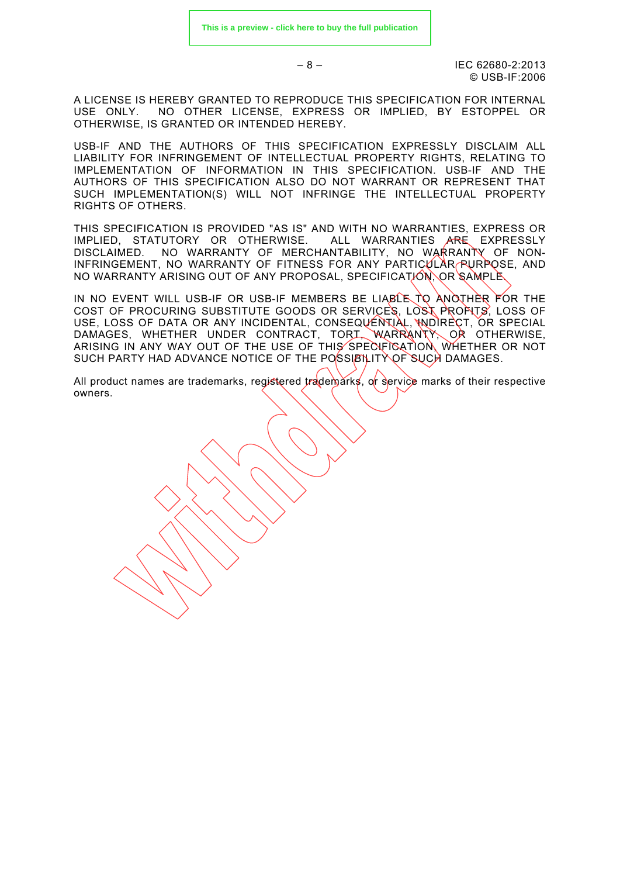A LICENSE IS HEREBY GRANTED TO REPRODUCE THIS SPECIFICATION FOR INTERNAL USE ONLY. NO OTHER LICENSE, EXPRESS OR IMPLIED, BY ESTOPPEL OR OTHERWISE, IS GRANTED OR INTENDED HEREBY.

USB-IF AND THE AUTHORS OF THIS SPECIFICATION EXPRESSLY DISCLAIM ALL LIABILITY FOR INFRINGEMENT OF INTELLECTUAL PROPERTY RIGHTS, RELATING TO IMPLEMENTATION OF INFORMATION IN THIS SPECIFICATION. USB-IF AND THE AUTHORS OF THIS SPECIFICATION ALSO DO NOT WARRANT OR REPRESENT THAT SUCH IMPLEMENTATION(S) WILL NOT INFRINGE THE INTELLECTUAL PROPERTY RIGHTS OF OTHERS.

THIS SPECIFICATION IS PROVIDED "AS IS" AND WITH NO WARRANTIES, EXPRESS OR IMPLIED, STATUTORY OR OTHERWISE. ALL WARRANTIES ARE EXPRESSLY DISCLAIMED. NO WARRANTY OF MERCHANTABILITY, NO WARRANTY OF NON-INFRINGEMENT, NO WARRANTY OF FITNESS FOR ANY PARTICULAR PURPOSE, AND NO WARRANTY ARISING OUT OF ANY PROPOSAL, SPECIFICATION, OR SAMPLE.

IN NO EVENT WILL USB-IF OR USB-IF MEMBERS BE LIABLE TO ANOTHER FOR THE COST OF PROCURING SUBSTITUTE GOODS OR SERVICES, LOST PROFITS, LOSS OF USE, LOSS OF DATA OR ANY INCIDENTAL, CONSEQUENTIAL, INDIRECT, OR SPECIAL DAMAGES, WHETHER UNDER CONTRACT, TORT, WARRANTY, OR OTHERWISE, ARISING IN ANY WAY OUT OF THE USE OF THIS SPECIFICATION, WHETHER OR NOT SUCH PARTY HAD ADVANCE NOTICE OF THE POSSIBILITY OF SUCH DAMAGES.

All product names are trademarks, registered trademarks, or service marks of their respective owners.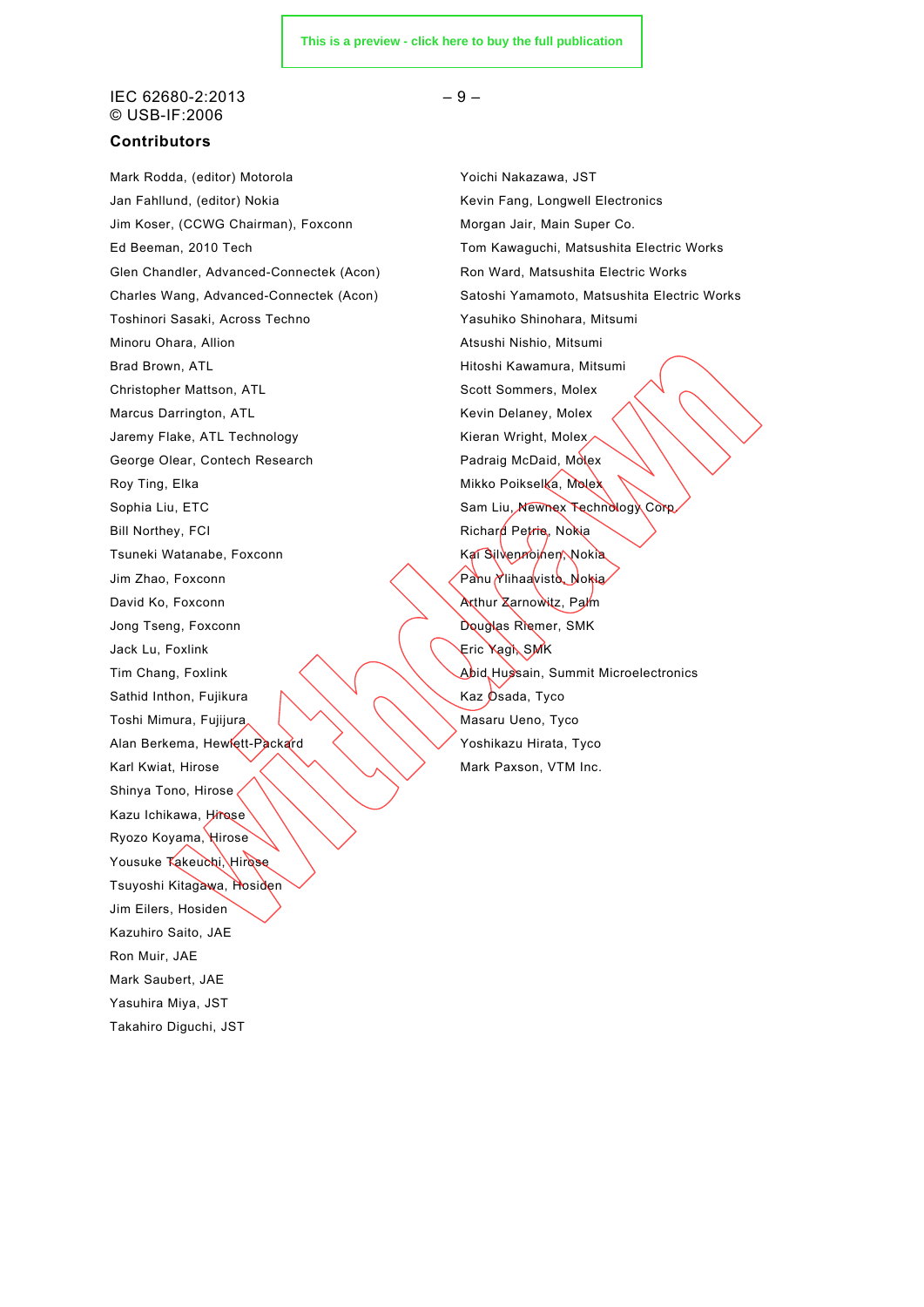## Contributors

Mark Rodda, (editor) Motorola
Jan Fahllund, (editor) Nokia
Jim Koser, (CCWG Chairman), Foxconn
Ed Beeman, 2010 Tech
Glen Chandler, Advanced-Connectek (Acon)
Charles Wang, Advanced-Connectek (Acon)
Toshinori Sasaki, Across Techno
Minoru Ohara, Allion
Brad Brown, ATL
Christopher Mattson, ATL
Marcus Darrington, ATL
Jaremy Flake, ATL Technology
George Olear, Contech Research
Roy Ting, Elka
Sophia Liu, ETC
Bill Northey, FCI
Tsuneki Watanabe, Foxconn
Jim Zhao, Foxconn
David Ko, Foxconn
Jong Tseng, Foxconn
Jack Lu, Foxlink
Tim Chang, Foxlink
Sathid Inthon, Fujikura
Toshi Mimura, Fujijura
Alan Berkema, Hewlett-Packard
Karl Kwiat, Hirose
Shinya Tono, Hirose
Kazu Ichikawa, Hirose
Ryozo Koyama, Hirose
Yousuke Takeuchi, Hirose
Tsuyoshi Kitagawa, Hosiden
Jim Eilers, Hosiden
Kazuhiro Saito, JAE
Ron Muir, JAE
Mark Saubert, JAE
Yasuhira Miya, JST
Takahiro Diguchi, JST
Yoichi Nakazawa, JST
Kevin Fang, Longwell Electronics
Morgan Jair, Main Super Co.
Tom Kawaguchi, Matsushita Electric Works
Ron Ward, Matsushita Electric Works
Satoshi Yamamoto, Matsushita Electric Works
Yasuhiko Shinohara, Mitsumi
Atsushi Nishio, Mitsumi
Hitoshi Kawamura, Mitsumi
Scott Sommers, Molex
Kevin Delaney, Molex
Kieran Wright, Molex
Padraig McDaid, Molex
Mikko Poikselka, Molex
Sam Liu, Newnex Technology Corp
Richard Petrie, Nokia
Kai Silvennoinen, Nokia
Panu Ylihaavisto, Nokia
Arthur Zarnowitz, Palm
Douglas Riemer, SMK
Eric Yagi, SMK
Abid Hussain, Summit Microelectronics
Kaz Osada, Tyco
Masaru Ueno, Tyco
Yoshikazu Hirata, Tyco
Mark Paxson, VTM Inc.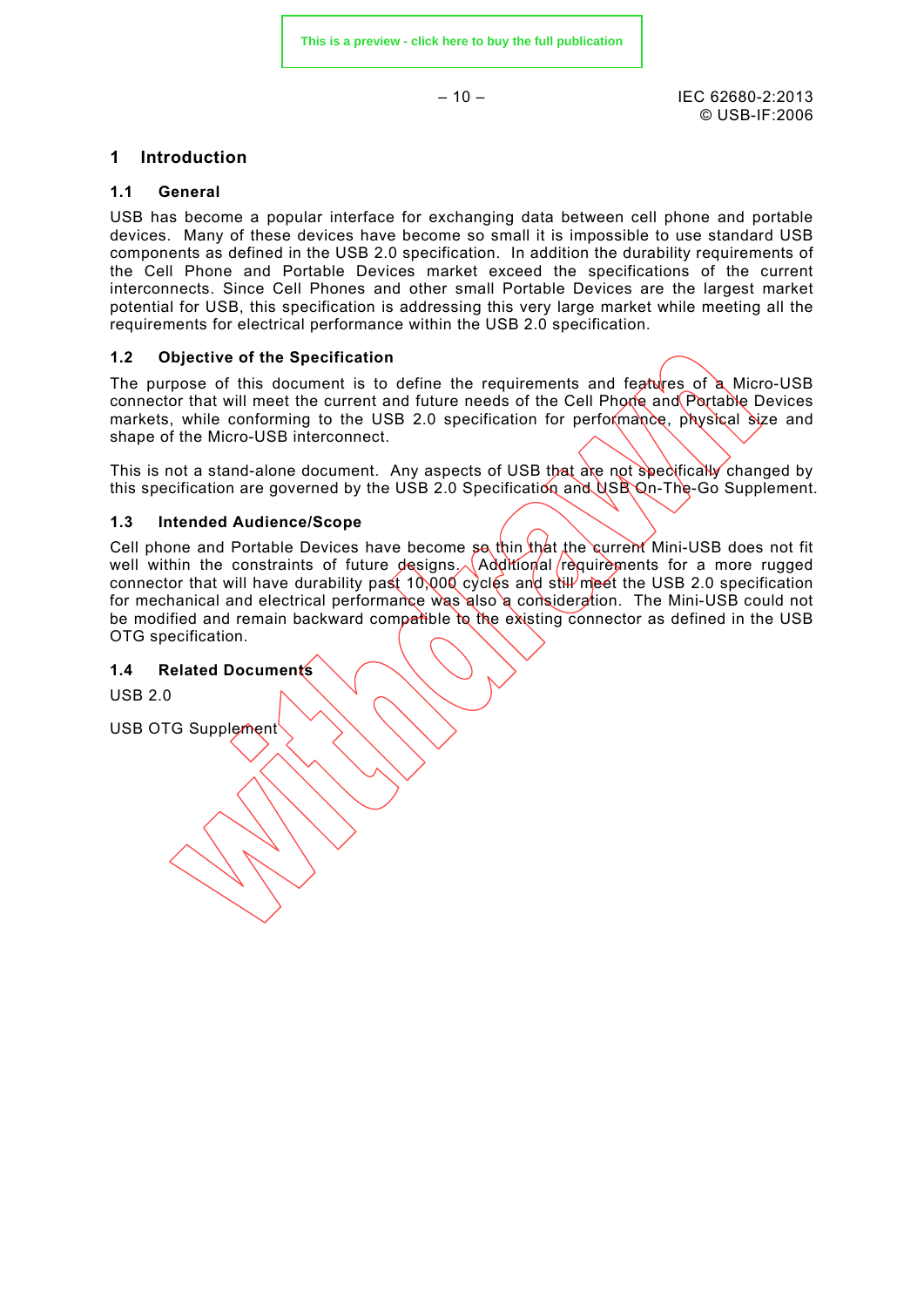# 1 Introduction

## 1.1 General

USB has become a popular interface for exchanging data between cell phone and portable devices. Many of these devices have become so small it is impossible to use standard USB components as defined in the USB 2.0 specification. In addition the durability requirements of the Cell Phone and Portable Devices market exceed the specifications of the current interconnects. Since Cell Phones and other small Portable Devices are the largest market potential for USB, this specification is addressing this very large market while meeting all the requirements for electrical performance within the USB 2.0 specification.

## 1.2 Objective of the Specification

The purpose of this document is to define the requirements and features of a Micro-USB connector that will meet the current and future needs of the Cell Phone and Portable Devices markets, while conforming to the USB 2.0 specification for performance, physical size and shape of the Micro-USB interconnect.

This is not a stand-alone document. Any aspects of USB that are not specifically changed by this specification are governed by the USB 2.0 Specification and USB On-The-Go Supplement.

## 1.3 Intended Audience/Scope

Cell phone and Portable Devices have become so thin that the current Mini-USB does not fit well within the constraints of future designs. Additional requirements for a more rugged connector that will have durability past 10,000 cycles and still meet the USB 2.0 specification for mechanical and electrical performance was also a consideration. The Mini-USB could not be modified and remain backward compatible to the existing connector as defined in the USB OTG specification.

## 1.4 Related Documents

USB 2.0

USB OTG Supplement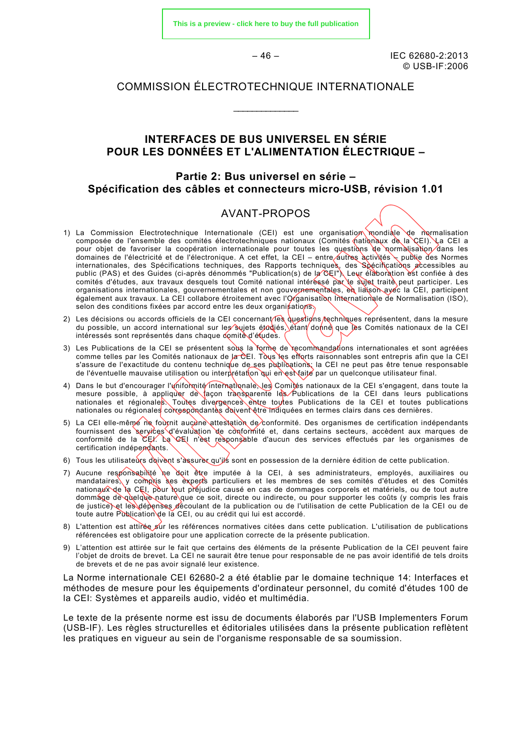# COMMISSION ÉLECTROTECHNIQUE INTERNATIONALE

____________

## INTERFACES DE BUS UNIVERSEL EN SÉRIE POUR LES DONNÉES ET L'ALIMENTATION ÉLECTRIQUE –

### Partie 2: Bus universel en série – Spécification des câbles et connecteurs micro-USB, révision 1.01

## AVANT-PROPOS

1) La Commission Electrotechnique Internationale (CEI) est une organisation mondiale de normalisation composée de l'ensemble des comités électrotechniques nationaux (Comités nationaux de la CEI). La CEI a pour objet de favoriser la coopération internationale pour toutes les questions de normalisation dans les domaines de l'électricité et de l'électronique. A cet effet, la CEI – entre autres activités – publie des Normes internationales, des Spécifications techniques, des Rapports techniques, des Spécifications accessibles au public (PAS) et des Guides (ci-après dénommés "Publication(s) de la CEI"). Leur élaboration est confiée à des comités d'études, aux travaux desquels tout Comité national intéressé par le sujet traité peut participer. Les organisations internationales, gouvernementales et non gouvernementales, en liaison avec la CEI, participent également aux travaux. La CEI collabore étroitement avec l'Organisation Internationale de Normalisation (ISO), selon des conditions fixées par accord entre les deux organisations.
2) Les décisions ou accords officiels de la CEI concernant les questions techniques représentent, dans la mesure du possible, un accord international sur les sujets étudiés, étant donné que les Comités nationaux de la CEI intéressés sont représentés dans chaque comité d'études.
3) Les Publications de la CEI se présentent sous la forme de recommandations internationales et sont agréées comme telles par les Comités nationaux de la CEI. Tous les efforts raisonnables sont entrepris afin que la CEI s'assure de l'exactitude du contenu technique de ses publications; la CEI ne peut pas être tenue responsable de l'éventuelle mauvaise utilisation ou interprétation qui en est faite par un quelconque utilisateur final.
4) Dans le but d'encourager l'uniformité internationale, les Comités nationaux de la CEI s'engagent, dans toute la mesure possible, à appliquer de façon transparente les Publications de la CEI dans leurs publications nationales et régionales. Toutes divergences entre toutes Publications de la CEI et toutes publications nationales ou régionales correspondantes doivent être indiquées en termes clairs dans ces dernières.
5) La CEI elle-même ne fournit aucune attestation de conformité. Des organismes de certification indépendants fournissent des services d'évaluation de conformité et, dans certains secteurs, accèdent aux marques de conformité de la CEI. La CEI n'est responsable d'aucun des services effectués par les organismes de certification indépendants.
6) Tous les utilisateurs doivent s'assurer qu'ils sont en possession de la dernière édition de cette publication.
7) Aucune responsabilité ne doit être imputée à la CEI, à ses administrateurs, employés, auxiliaires ou mandataires, y compris ses experts particuliers et les membres de ses comités d'études et des Comités nationaux de la CEI, pour tout préjudice causé en cas de dommages corporels et matériels, ou de tout autre dommage de quelque nature que ce soit, directe ou indirecte, ou pour supporter les coûts (y compris les frais de justice) et les dépenses découlant de la publication ou de l'utilisation de cette Publication de la CEI ou de toute autre Publication de la CEI, ou au crédit qui lui est accordé.
8) L'attention est attirée sur les références normatives citées dans cette publication. L'utilisation de publications référencées est obligatoire pour une application correcte de la présente publication.
9) L'attention est attirée sur le fait que certains des éléments de la présente Publication de la CEI peuvent faire l'objet de droits de brevet. La CEI ne saurait être tenue pour responsable de ne pas avoir identifié de tels droits de brevets et de ne pas avoir signalé leur existence.

La Norme internationale CEI 62680-2 a été établie par le domaine technique 14: Interfaces et méthodes de mesure pour les équipements d'ordinateur personnel, du comité d'études 100 de la CEI: Systèmes et appareils audio, vidéo et multimédia.

Le texte de la présente norme est issu de documents élaborés par l'USB Implementers Forum (USB-IF). Les règles structurelles et éditoriales utilisées dans la présente publication reflètent les pratiques en vigueur au sein de l'organisme responsable de sa soumission.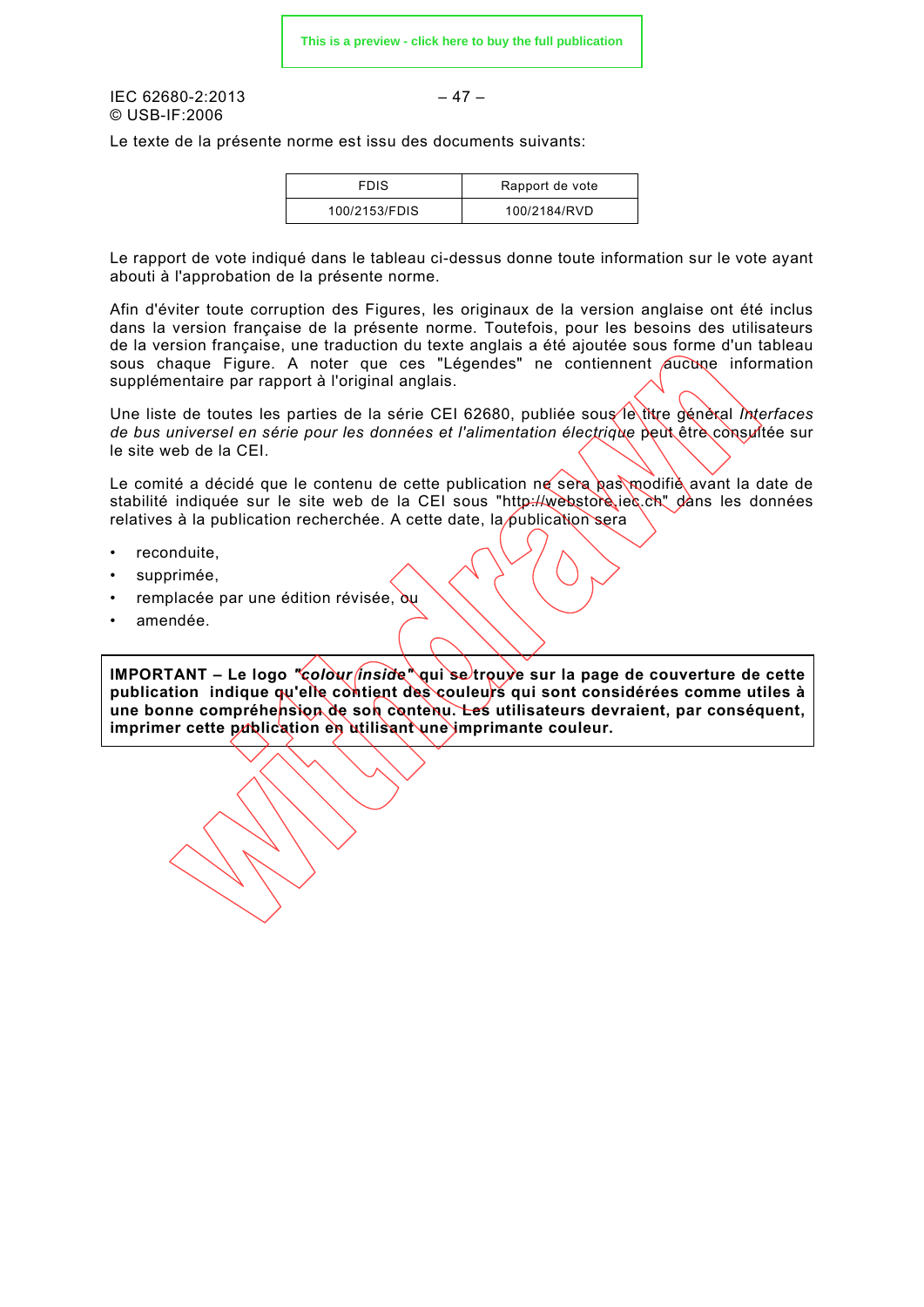Le texte de la présente norme est issu des documents suivants:

| FDIS | Rapport de vote |
| --- | --- |
| 100/2153/FDIS | 100/2184/RVD |

Le rapport de vote indiqué dans le tableau ci-dessus donne toute information sur le vote ayant abouti à l'approbation de la présente norme.

Afin d'éviter toute corruption des Figures, les originaux de la version anglaise ont été inclus dans la version française de la présente norme. Toutefois, pour les besoins des utilisateurs de la version française, une traduction du texte anglais a été ajoutée sous forme d'un tableau sous chaque Figure. A noter que ces "Légendes" ne contiennent aucune information supplémentaire par rapport à l'original anglais.

Une liste de toutes les parties de la série CEI 62680, publiée sous le titre général *Interfaces de bus universel en série pour les données et l'alimentation électrique* peut être consultée sur le site web de la CEI.

Le comité a décidé que le contenu de cette publication ne sera pas modifié avant la date de stabilité indiquée sur le site web de la CEI sous "http://webstore.iec.ch" dans les données relatives à la publication recherchée. A cette date, la publication sera

- reconduite,
- supprimée,
- remplacée par une édition révisée, ou
- amendée.

**IMPORTANT – Le logo *"colour inside"* qui se trouve sur la page de couverture de cette publication indique qu'elle contient des couleurs qui sont considérées comme utiles à une bonne compréhension de son contenu. Les utilisateurs devraient, par conséquent, imprimer cette publication en utilisant une imprimante couleur.**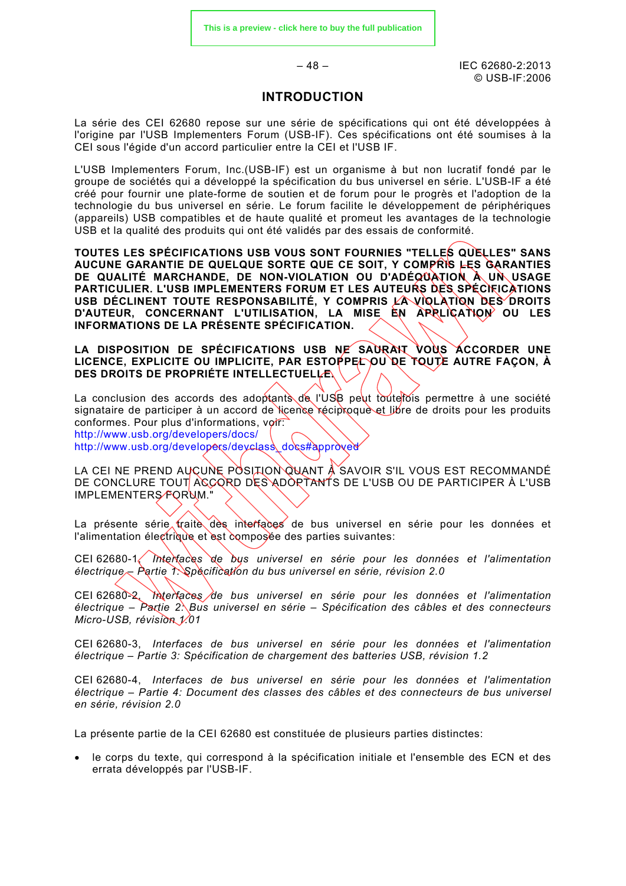# INTRODUCTION

La série des CEI 62680 repose sur une série de spécifications qui ont été développées à l'origine par l'USB Implementers Forum (USB-IF). Ces spécifications ont été soumises à la CEI sous l'égide d'un accord particulier entre la CEI et l'USB IF.

L'USB Implementers Forum, Inc.(USB-IF) est un organisme à but non lucratif fondé par le groupe de sociétés qui a développé la spécification du bus universel en série. L'USB-IF a été créé pour fournir une plate-forme de soutien et de forum pour le progrès et l'adoption de la technologie du bus universel en série. Le forum facilite le développement de périphériques (appareils) USB compatibles et de haute qualité et promeut les avantages de la technologie USB et la qualité des produits qui ont été validés par des essais de conformité.

**TOUTES LES SPÉCIFICATIONS USB VOUS SONT FOURNIES "TELLES QUELLES" SANS AUCUNE GARANTIE DE QUELQUE SORTE QUE CE SOIT, Y COMPRIS LES GARANTIES DE QUALITÉ MARCHANDE, DE NON-VIOLATION OU D'ADÉQUATION À UN USAGE PARTICULIER. L'USB IMPLEMENTERS FORUM ET LES AUTEURS DES SPÉCIFICATIONS USB DÉCLINENT TOUTE RESPONSABILITÉ, Y COMPRIS LA VIOLATION DES DROITS D'AUTEUR, CONCERNANT L'UTILISATION, LA MISE EN APPLICATION OU LES INFORMATIONS DE LA PRÉSENTE SPÉCIFICATION.**

**LA DISPOSITION DE SPÉCIFICATIONS USB NE SAURAIT VOUS ACCORDER UNE LICENCE, EXPLICITE OU IMPLICITE, PAR ESTOPPEL OU DE TOUTE AUTRE FAÇON, À DES DROITS DE PROPRIÉTE INTELLECTUELLE.**

La conclusion des accords des adoptants de l'USB peut toutefois permettre à une société signataire de participer à un accord de licence réciproque et libre de droits pour les produits conformes. Pour plus d'informations, voir:
http://www.usb.org/developers/docs/
http://www.usb.org/developers/devclass_docs#approved

LA CEI NE PREND AUCUNE POSITION QUANT À SAVOIR S'IL VOUS EST RECOMMANDÉ DE CONCLURE TOUT ACCORD DES ADOPTANTS DE L'USB OU DE PARTICIPER À L'USB IMPLEMENTERS FORUM."

La présente série traite des interfaces de bus universel en série pour les données et l'alimentation électrique et est composée des parties suivantes:

CEI 62680-1, *Interfaces de bus universel en série pour les données et l'alimentation électrique – Partie 1: Spécification du bus universel en série, révision 2.0*

CEI 62680-2, *Interfaces de bus universel en série pour les données et l'alimentation électrique – Partie 2: Bus universel en série – Spécification des câbles et des connecteurs Micro-USB, révision 1.01*

CEI 62680-3, *Interfaces de bus universel en série pour les données et l'alimentation électrique – Partie 3: Spécification de chargement des batteries USB, révision 1.2*

CEI 62680-4, *Interfaces de bus universel en série pour les données et l'alimentation électrique – Partie 4: Document des classes des câbles et des connecteurs de bus universel en série, révision 2.0*

La présente partie de la CEI 62680 est constituée de plusieurs parties distinctes:

- le corps du texte, qui correspond à la spécification initiale et l'ensemble des ECN et des errata développés par l'USB-IF.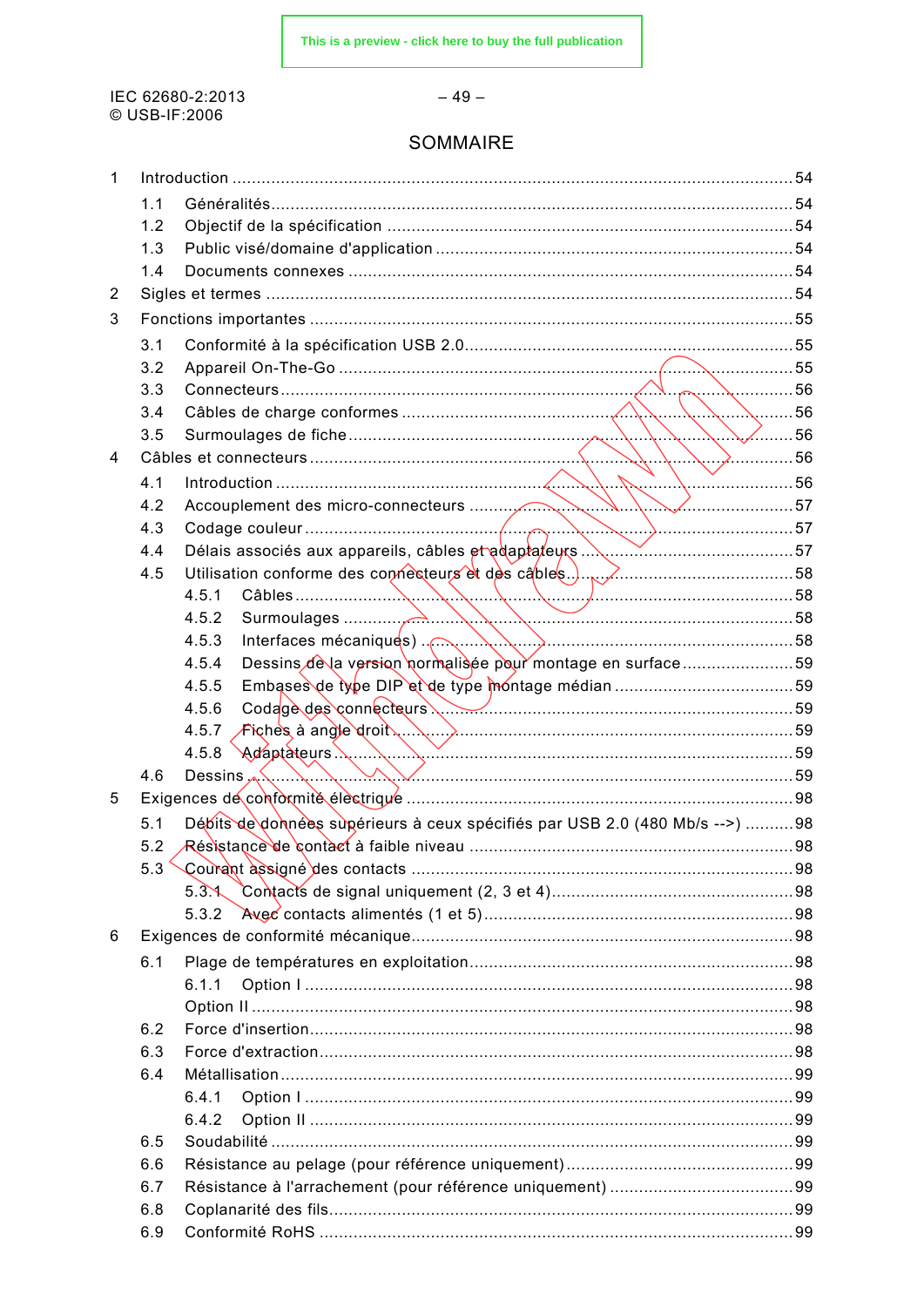# SOMMAIRE

1 Introduction .......... 54
  1.1 Généralités .......... 54
  1.2 Objectif de la spécification .......... 54
  1.3 Public visé/domaine d'application .......... 54
  1.4 Documents connexes .......... 54
2 Sigles et termes .......... 54
3 Fonctions importantes .......... 55
  3.1 Conformité à la spécification USB 2.0 .......... 55
  3.2 Appareil On-The-Go .......... 55
  3.3 Connecteurs .......... 56
  3.4 Câbles de charge conformes .......... 56
  3.5 Surmoulages de fiche .......... 56
4 Câbles et connecteurs .......... 56
  4.1 Introduction .......... 56
  4.2 Accouplement des micro-connecteurs .......... 57
  4.3 Codage couleur .......... 57
  4.4 Délais associés aux appareils, câbles et adaptateurs .......... 57
  4.5 Utilisation conforme des connecteurs et des câbles .......... 58
    4.5.1 Câbles .......... 58
    4.5.2 Surmoulages .......... 58
    4.5.3 Interfaces mécaniques) .......... 58
    4.5.4 Dessins de la version normalisée pour montage en surface .......... 59
    4.5.5 Embases de type DIP et de type montage médian .......... 59
    4.5.6 Codage des connecteurs .......... 59
    4.5.7 Fiches à angle droit .......... 59
    4.5.8 Adaptateurs .......... 59
  4.6 Dessins .......... 59
5 Exigences de conformité électrique .......... 98
  5.1 Débits de données supérieurs à ceux spécifiés par USB 2.0 (480 Mb/s -->) .......... 98
  5.2 Résistance de contact à faible niveau .......... 98
  5.3 Courant assigné des contacts .......... 98
    5.3.1 Contacts de signal uniquement (2, 3 et 4) .......... 98
    5.3.2 Avec contacts alimentés (1 et 5) .......... 98
6 Exigences de conformité mécanique .......... 98
  6.1 Plage de températures en exploitation .......... 98
    6.1.1 Option I .......... 98
    Option II .......... 98
  6.2 Force d'insertion .......... 98
  6.3 Force d'extraction .......... 98
  6.4 Métallisation .......... 99
    6.4.1 Option I .......... 99
    6.4.2 Option II .......... 99
  6.5 Soudabilité .......... 99
  6.6 Résistance au pelage (pour référence uniquement) .......... 99
  6.7 Résistance à l'arrachement (pour référence uniquement) .......... 99
  6.8 Coplanarité des fils .......... 99
  6.9 Conformité RoHS .......... 99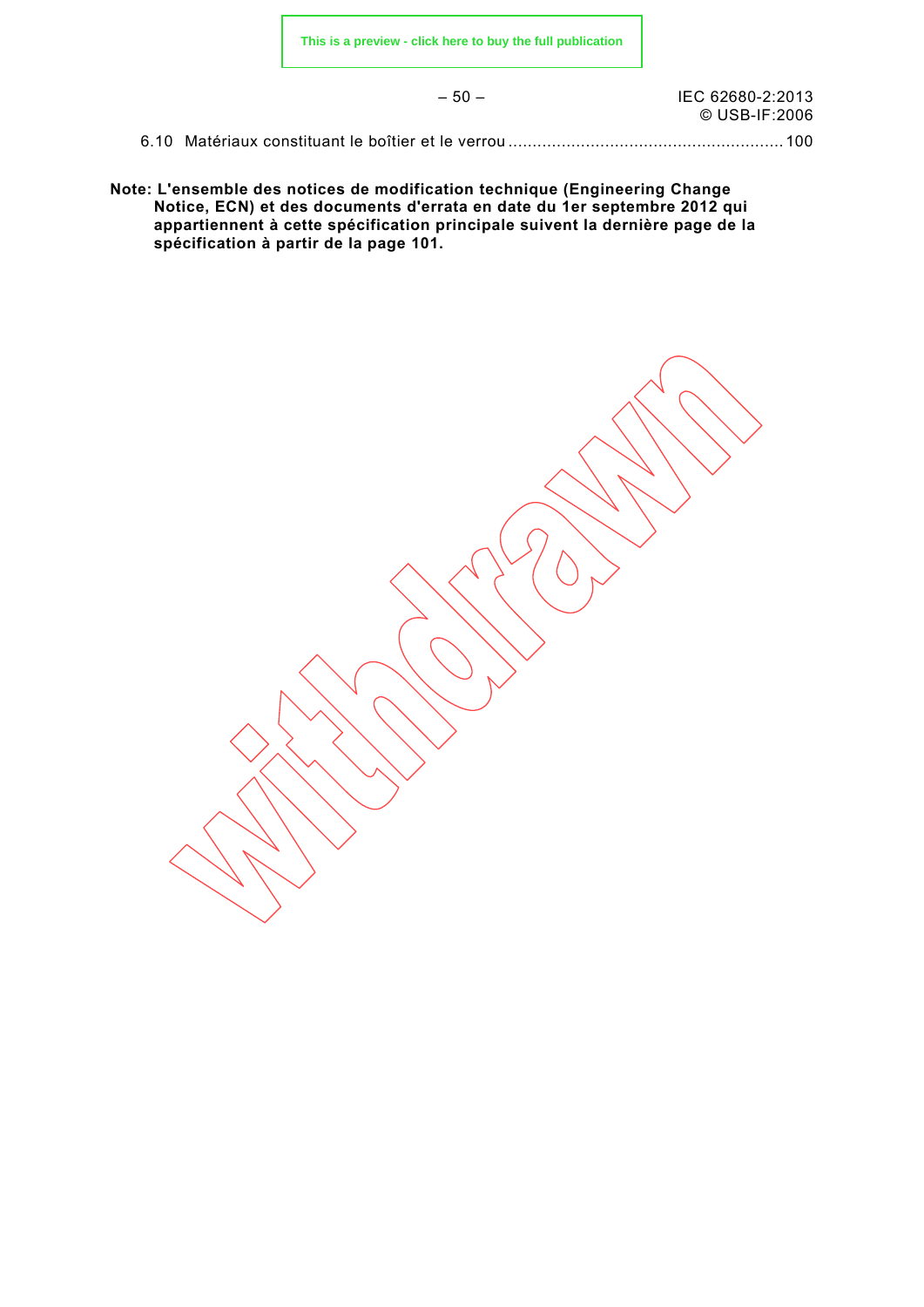6.10 Matériaux constituant le boîtier et le verrou ........................................................ 100

**Note: L'ensemble des notices de modification technique (Engineering Change Notice, ECN) et des documents d'errata en date du 1er septembre 2012 qui appartiennent à cette spécification principale suivent la dernière page de la spécification à partir de la page 101.**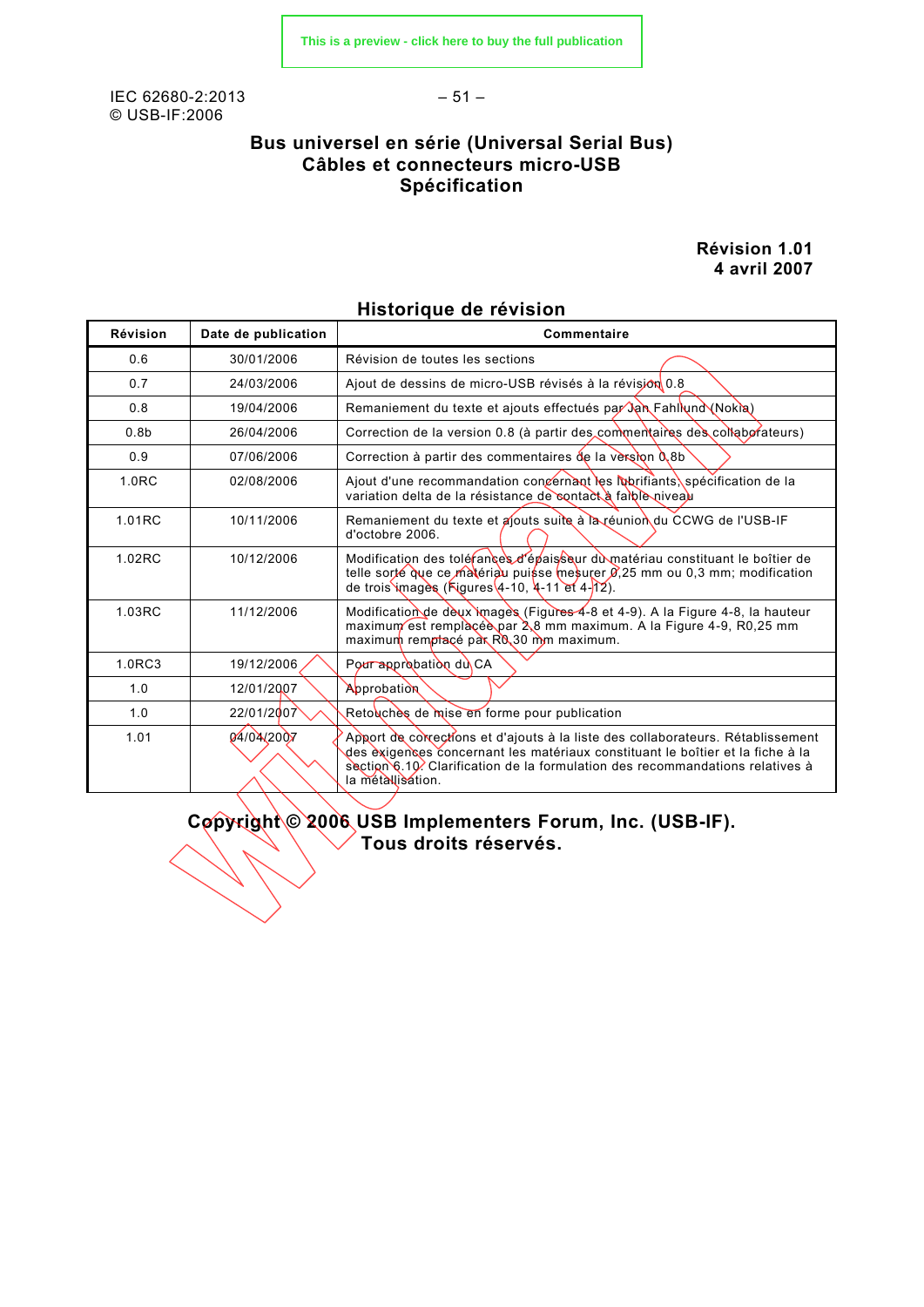# Bus universel en série (Universal Serial Bus)
# Câbles et connecteurs micro-USB
# Spécification

**Révision 1.01**
**4 avril 2007**

## Historique de révision

| Révision | Date de publication | Commentaire |
|---|---|---|
| 0.6 | 30/01/2006 | Révision de toutes les sections |
| 0.7 | 24/03/2006 | Ajout de dessins de micro-USB révisés à la révision 0.8 |
| 0.8 | 19/04/2006 | Remaniement du texte et ajouts effectués par Jan Fahllund (Nokia) |
| 0.8b | 26/04/2006 | Correction de la version 0.8 (à partir des commentaires des collaborateurs) |
| 0.9 | 07/06/2006 | Correction à partir des commentaires de la version 0.8b |
| 1.0RC | 02/08/2006 | Ajout d'une recommandation concernant les lubrifiants, spécification de la variation delta de la résistance de contact à faible niveau |
| 1.01RC | 10/11/2006 | Remaniement du texte et ajouts suite à la réunion du CCWG de l'USB-IF d'octobre 2006. |
| 1.02RC | 10/12/2006 | Modification des tolérances d'épaisseur du matériau constituant le boîtier de telle sorte que ce matériau puisse mesurer 0,25 mm ou 0,3 mm; modification de trois images (Figures 4-10, 4-11 et 4-12). |
| 1.03RC | 11/12/2006 | Modification de deux images (Figures 4-8 et 4-9). A la Figure 4-8, la hauteur maximum est remplacée par 2,8 mm maximum. A la Figure 4-9, R0,25 mm maximum remplacé par R0,30 mm maximum. |
| 1.0RC3 | 19/12/2006 | Pour approbation du CA |
| 1.0 | 12/01/2007 | Approbation |
| 1.0 | 22/01/2007 | Retouches de mise en forme pour publication |
| 1.01 | 04/04/2007 | Apport de corrections et d'ajouts à la liste des collaborateurs. Rétablissement des exigences concernant les matériaux constituant le boîtier et la fiche à la section 6.10. Clarification de la formulation des recommandations relatives à la métallisation. |

**Copyright © 2006 USB Implementers Forum, Inc. (USB-IF).**
**Tous droits réservés.**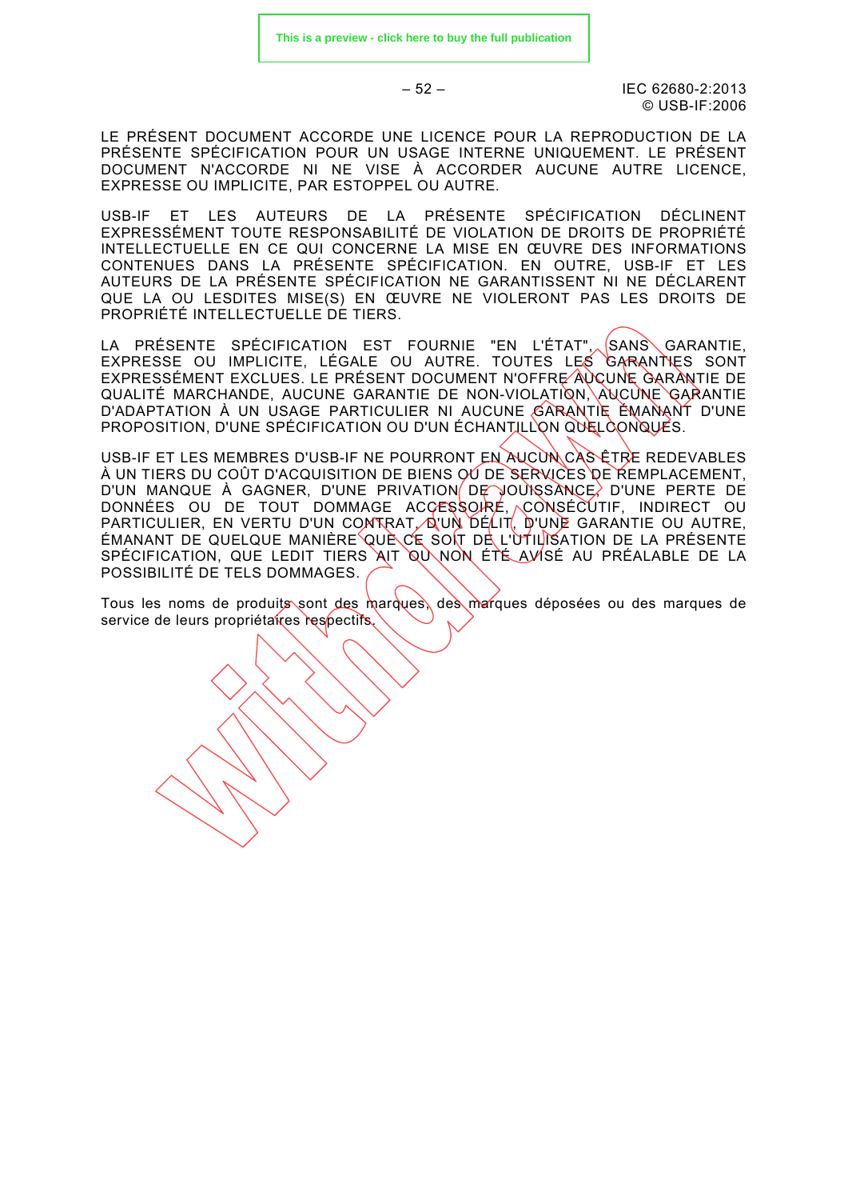LE PRÉSENT DOCUMENT ACCORDE UNE LICENCE POUR LA REPRODUCTION DE LA PRÉSENTE SPÉCIFICATION POUR UN USAGE INTERNE UNIQUEMENT. LE PRÉSENT DOCUMENT N'ACCORDE NI NE VISE À ACCORDER AUCUNE AUTRE LICENCE, EXPRESSE OU IMPLICITE, PAR ESTOPPEL OU AUTRE.

USB-IF ET LES AUTEURS DE LA PRÉSENTE SPÉCIFICATION DÉCLINENT EXPRESSÉMENT TOUTE RESPONSABILITÉ DE VIOLATION DE DROITS DE PROPRIÉTÉ INTELLECTUELLE EN CE QUI CONCERNE LA MISE EN ŒUVRE DES INFORMATIONS CONTENUES DANS LA PRÉSENTE SPÉCIFICATION. EN OUTRE, USB-IF ET LES AUTEURS DE LA PRÉSENTE SPÉCIFICATION NE GARANTISSENT NI NE DÉCLARENT QUE LA OU LESDITES MISE(S) EN ŒUVRE NE VIOLERONT PAS LES DROITS DE PROPRIÉTÉ INTELLECTUELLE DE TIERS.

LA PRÉSENTE SPÉCIFICATION EST FOURNIE "EN L'ÉTAT", SANS GARANTIE, EXPRESSE OU IMPLICITE, LÉGALE OU AUTRE. TOUTES LES GARANTIES SONT EXPRESSÉMENT EXCLUES. LE PRÉSENT DOCUMENT N'OFFRE AUCUNE GARANTIE DE QUALITÉ MARCHANDE, AUCUNE GARANTIE DE NON-VIOLATION, AUCUNE GARANTIE D'ADAPTATION À UN USAGE PARTICULIER NI AUCUNE GARANTIE ÉMANANT D'UNE PROPOSITION, D'UNE SPÉCIFICATION OU D'UN ÉCHANTILLON QUELCONQUES.

USB-IF ET LES MEMBRES D'USB-IF NE POURRONT EN AUCUN CAS ÊTRE REDEVABLES À UN TIERS DU COÛT D'ACQUISITION DE BIENS OU DE SERVICES DE REMPLACEMENT, D'UN MANQUE À GAGNER, D'UNE PRIVATION DE JOUISSANCE, D'UNE PERTE DE DONNÉES OU DE TOUT DOMMAGE ACCESSOIRE, CONSÉCUTIF, INDIRECT OU PARTICULIER, EN VERTU D'UN CONTRAT, D'UN DÉLIT, D'UNE GARANTIE OU AUTRE, ÉMANANT DE QUELQUE MANIÈRE QUE CE SOIT DE L'UTILISATION DE LA PRÉSENTE SPÉCIFICATION, QUE LEDIT TIERS AIT OU NON ÉTÉ AVISÉ AU PRÉALABLE DE LA POSSIBILITÉ DE TELS DOMMAGES.

Tous les noms de produits sont des marques, des marques déposées ou des marques de service de leurs propriétaires respectifs.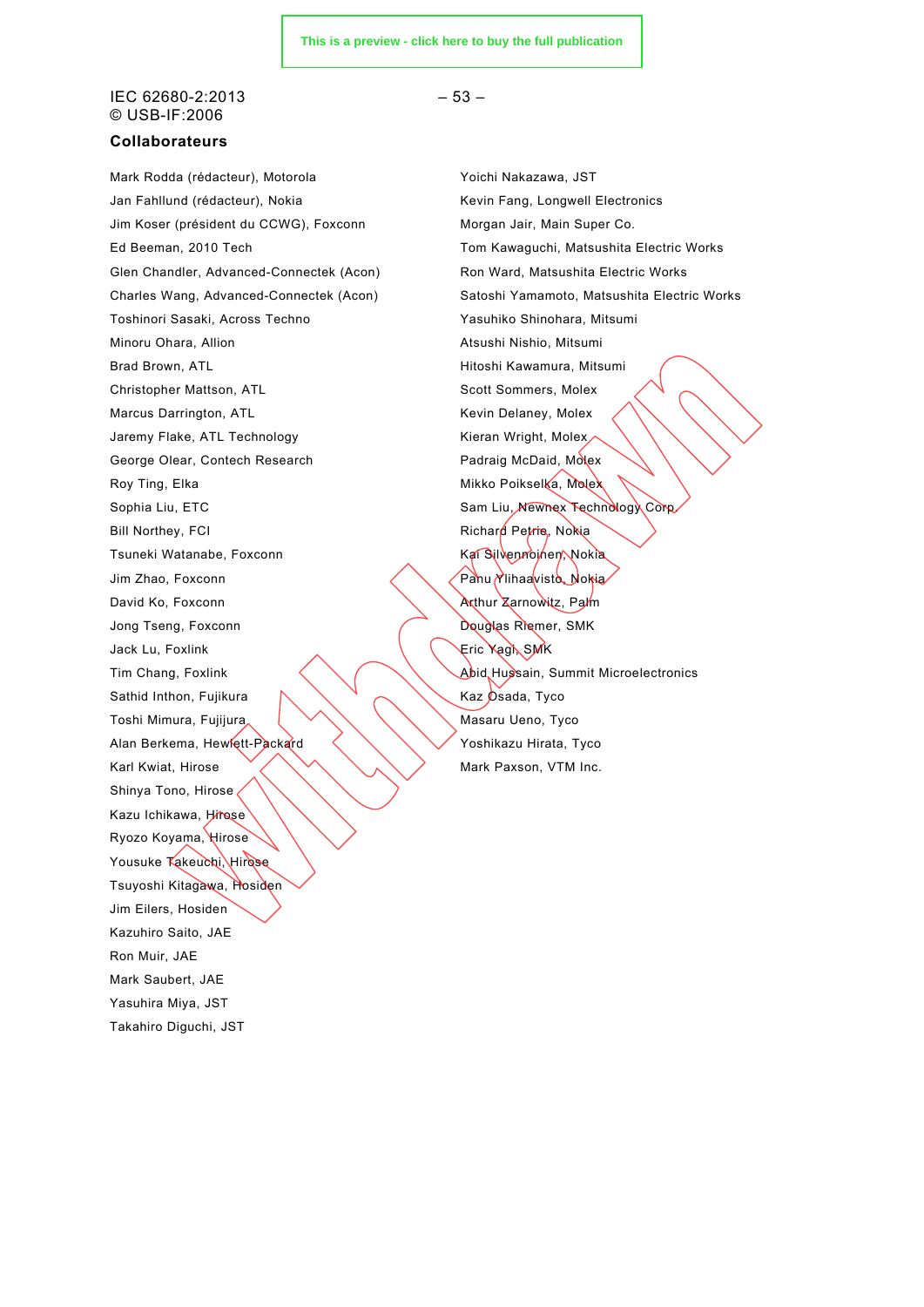## Collaborateurs

Mark Rodda (rédacteur), Motorola
Jan Fahllund (rédacteur), Nokia
Jim Koser (président du CCWG), Foxconn
Ed Beeman, 2010 Tech
Glen Chandler, Advanced-Connectek (Acon)
Charles Wang, Advanced-Connectek (Acon)
Toshinori Sasaki, Across Techno
Minoru Ohara, Allion
Brad Brown, ATL
Christopher Mattson, ATL
Marcus Darrington, ATL
Jaremy Flake, ATL Technology
George Olear, Contech Research
Roy Ting, Elka
Sophia Liu, ETC
Bill Northey, FCI
Tsuneki Watanabe, Foxconn
Jim Zhao, Foxconn
David Ko, Foxconn
Jong Tseng, Foxconn
Jack Lu, Foxlink
Tim Chang, Foxlink
Sathid Inthon, Fujikura
Toshi Mimura, Fujijura
Alan Berkema, Hewlett-Packard
Karl Kwiat, Hirose
Shinya Tono, Hirose
Kazu Ichikawa, Hirose
Ryozo Koyama, Hirose
Yousuke Takeuchi, Hirose
Tsuyoshi Kitagawa, Hosiden
Jim Eilers, Hosiden
Kazuhiro Saito, JAE
Ron Muir, JAE
Mark Saubert, JAE
Yasuhira Miya, JST
Takahiro Diguchi, JST
Yoichi Nakazawa, JST
Kevin Fang, Longwell Electronics
Morgan Jair, Main Super Co.
Tom Kawaguchi, Matsushita Electric Works
Ron Ward, Matsushita Electric Works
Satoshi Yamamoto, Matsushita Electric Works
Yasuhiko Shinohara, Mitsumi
Atsushi Nishio, Mitsumi
Hitoshi Kawamura, Mitsumi
Scott Sommers, Molex
Kevin Delaney, Molex
Kieran Wright, Molex
Padraig McDaid, Molex
Mikko Poikselka, Molex
Sam Liu, Newnex Technology Corp
Richard Petrie, Nokia
Kai Silvennoinen, Nokia
Panu Ylihaavisto, Nokia
Arthur Zarnowitz, Palm
Douglas Riemer, SMK
Eric Yagi, SMK
Abid Hussain, Summit Microelectronics
Kaz Osada, Tyco
Masaru Ueno, Tyco
Yoshikazu Hirata, Tyco
Mark Paxson, VTM Inc.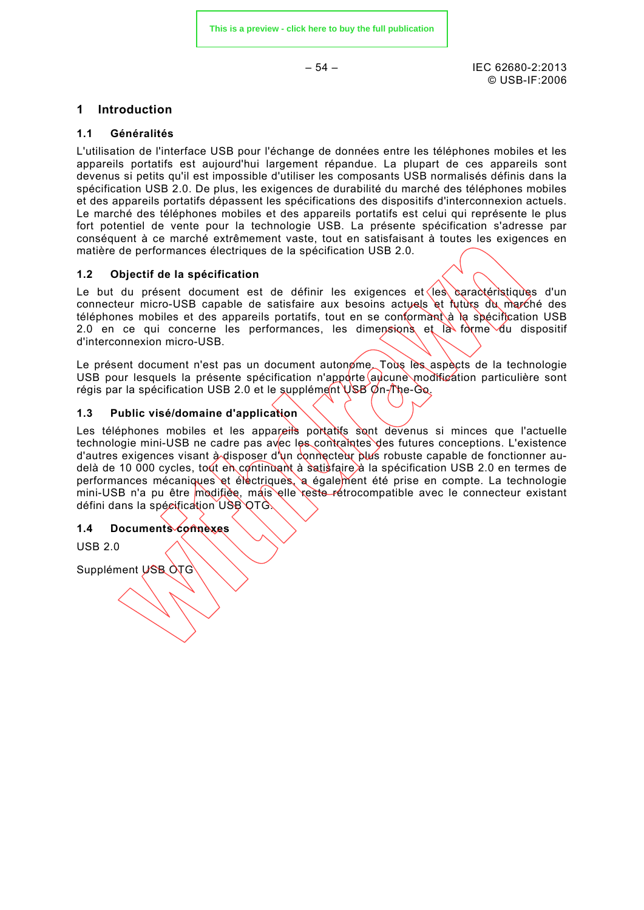# 1 Introduction

## 1.1 Généralités

L'utilisation de l'interface USB pour l'échange de données entre les téléphones mobiles et les appareils portatifs est aujourd'hui largement répandue. La plupart de ces appareils sont devenus si petits qu'il est impossible d'utiliser les composants USB normalisés définis dans la spécification USB 2.0. De plus, les exigences de durabilité du marché des téléphones mobiles et des appareils portatifs dépassent les spécifications des dispositifs d'interconnexion actuels. Le marché des téléphones mobiles et des appareils portatifs est celui qui représente le plus fort potentiel de vente pour la technologie USB. La présente spécification s'adresse par conséquent à ce marché extrêmement vaste, tout en satisfaisant à toutes les exigences en matière de performances électriques de la spécification USB 2.0.

## 1.2 Objectif de la spécification

Le but du présent document est de définir les exigences et les caractéristiques d'un connecteur micro-USB capable de satisfaire aux besoins actuels et futurs du marché des téléphones mobiles et des appareils portatifs, tout en se conformant à la spécification USB 2.0 en ce qui concerne les performances, les dimensions et la forme du dispositif d'interconnexion micro-USB.

Le présent document n'est pas un document autonome. Tous les aspects de la technologie USB pour lesquels la présente spécification n'apporte aucune modification particulière sont régis par la spécification USB 2.0 et le supplément USB On-The-Go.

## 1.3 Public visé/domaine d'application

Les téléphones mobiles et les appareils portatifs sont devenus si minces que l'actuelle technologie mini-USB ne cadre pas avec les contraintes des futures conceptions. L'existence d'autres exigences visant à disposer d'un connecteur plus robuste capable de fonctionner au-delà de 10 000 cycles, tout en continuant à satisfaire à la spécification USB 2.0 en termes de performances mécaniques et électriques, a également été prise en compte. La technologie mini-USB n'a pu être modifiée, mais elle reste rétrocompatible avec le connecteur existant défini dans la spécification USB OTG.

## 1.4 Documents connexes

USB 2.0

Supplément USB OTG